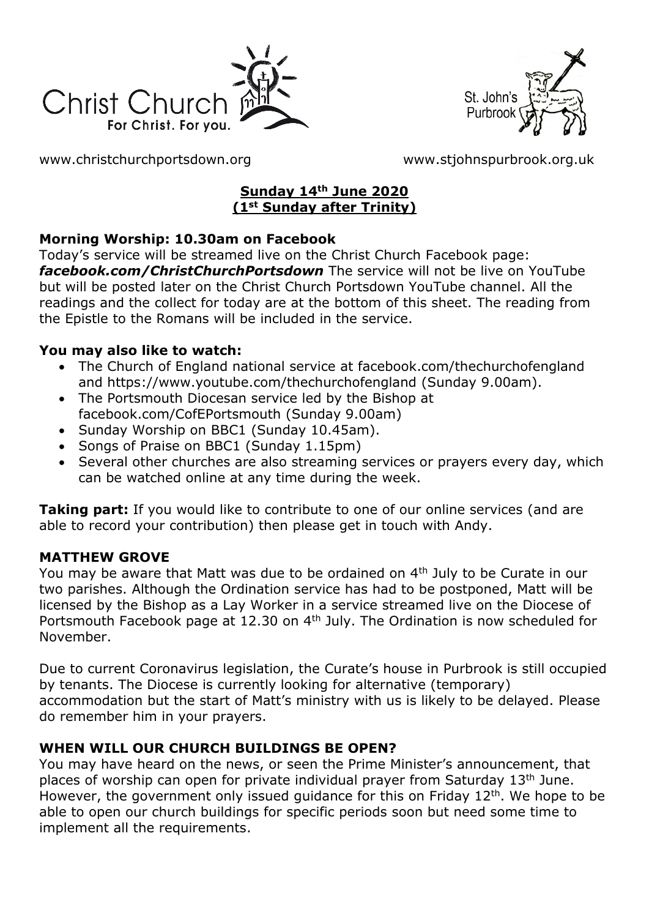Christ Church
For Christ. For you.

St. John's Purbrook

www.christchurchportsdown.org www.stjohnspurbrook.org.uk

## Sunday 14th June 2020 (1st Sunday after Trinity)

**Morning Worship: 10.30am on Facebook**

Today's service will be streamed live on the Christ Church Facebook page: ***facebook.com/ChristChurchPortsdown*** The service will not be live on YouTube but will be posted later on the Christ Church Portsdown YouTube channel. All the readings and the collect for today are at the bottom of this sheet. The reading from the Epistle to the Romans will be included in the service.

**You may also like to watch:**

- The Church of England national service at facebook.com/thechurchofengland and https://www.youtube.com/thechurchofengland (Sunday 9.00am).
- The Portsmouth Diocesan service led by the Bishop at facebook.com/CofEPortsmouth (Sunday 9.00am)
- Sunday Worship on BBC1 (Sunday 10.45am).
- Songs of Praise on BBC1 (Sunday 1.15pm)
- Several other churches are also streaming services or prayers every day, which can be watched online at any time during the week.

**Taking part:** If you would like to contribute to one of our online services (and are able to record your contribution) then please get in touch with Andy.

**MATTHEW GROVE**

You may be aware that Matt was due to be ordained on 4th July to be Curate in our two parishes. Although the Ordination service has had to be postponed, Matt will be licensed by the Bishop as a Lay Worker in a service streamed live on the Diocese of Portsmouth Facebook page at 12.30 on 4th July. The Ordination is now scheduled for November.

Due to current Coronavirus legislation, the Curate's house in Purbrook is still occupied by tenants. The Diocese is currently looking for alternative (temporary) accommodation but the start of Matt's ministry with us is likely to be delayed. Please do remember him in your prayers.

**WHEN WILL OUR CHURCH BUILDINGS BE OPEN?**

You may have heard on the news, or seen the Prime Minister's announcement, that places of worship can open for private individual prayer from Saturday 13th June. However, the government only issued guidance for this on Friday 12th. We hope to be able to open our church buildings for specific periods soon but need some time to implement all the requirements.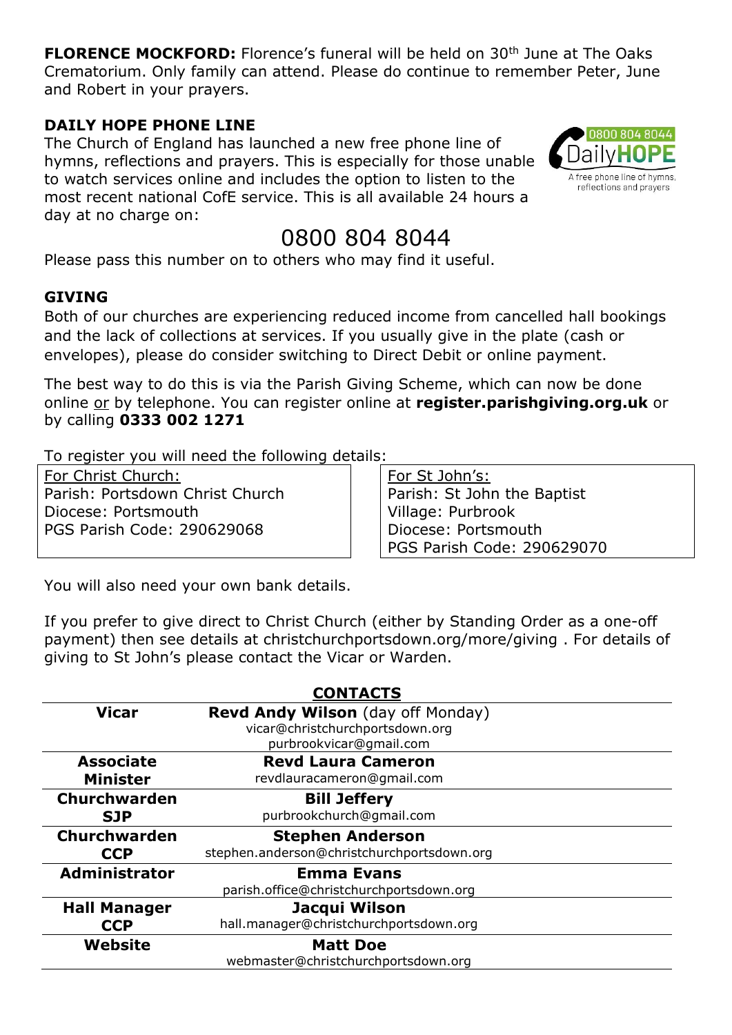**FLORENCE MOCKFORD:** Florence's funeral will be held on 30th June at The Oaks Crematorium. Only family can attend. Please do continue to remember Peter, June and Robert in your prayers.

**DAILY HOPE PHONE LINE**

The Church of England has launched a new free phone line of hymns, reflections and prayers. This is especially for those unable to watch services online and includes the option to listen to the most recent national CofE service. This is all available 24 hours a day at no charge on:

0800 804 8044

Please pass this number on to others who may find it useful.

**GIVING**

Both of our churches are experiencing reduced income from cancelled hall bookings and the lack of collections at services. If you usually give in the plate (cash or envelopes), please do consider switching to Direct Debit or online payment.

The best way to do this is via the Parish Giving Scheme, which can now be done online or by telephone. You can register online at **register.parishgiving.org.uk** or by calling **0333 002 1271**

To register you will need the following details:

| For Christ Church: | For St John's: |
|---|---|
| Parish: Portsdown Christ Church | Parish: St John the Baptist |
| Diocese: Portsmouth | Village: Purbrook |
| PGS Parish Code: 290629068 | Diocese: Portsmouth |
| | PGS Parish Code: 290629070 |

You will also need your own bank details.

If you prefer to give direct to Christ Church (either by Standing Order as a one-off payment) then see details at christchurchportsdown.org/more/giving . For details of giving to St John's please contact the Vicar or Warden.

**CONTACTS**

| | |
|---|---|
| **Vicar** | **Revd Andy Wilson** (day off Monday)<br>vicar@christchurchportsdown.org<br>purbrookvicar@gmail.com |
| **Associate Minister** | **Revd Laura Cameron**<br>revdlauracameron@gmail.com |
| **Churchwarden SJP** | **Bill Jeffery**<br>purbrookchurch@gmail.com |
| **Churchwarden CCP** | **Stephen Anderson**<br>stephen.anderson@christchurchportsdown.org |
| **Administrator** | **Emma Evans**<br>parish.office@christchurchportsdown.org |
| **Hall Manager CCP** | **Jacqui Wilson**<br>hall.manager@christchurchportsdown.org |
| **Website** | **Matt Doe**<br>webmaster@christchurchportsdown.org |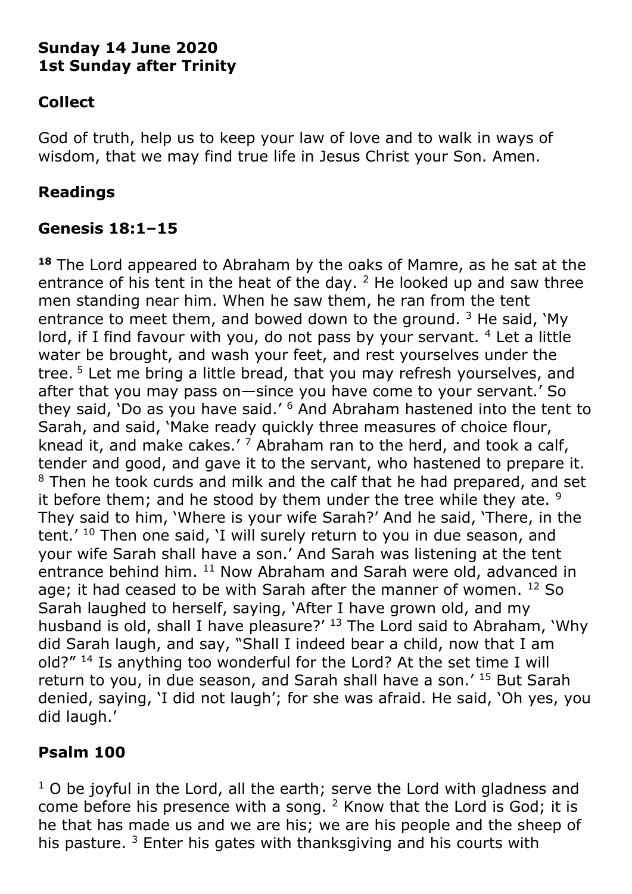**Sunday 14 June 2020**
**1st Sunday after Trinity**

## Collect

God of truth, help us to keep your law of love and to walk in ways of wisdom, that we may find true life in Jesus Christ your Son. Amen.

## Readings

## Genesis 18:1–15

**18** The Lord appeared to Abraham by the oaks of Mamre, as he sat at the entrance of his tent in the heat of the day. [2] He looked up and saw three men standing near him. When he saw them, he ran from the tent entrance to meet them, and bowed down to the ground. [3] He said, 'My lord, if I find favour with you, do not pass by your servant. [4] Let a little water be brought, and wash your feet, and rest yourselves under the tree. [5] Let me bring a little bread, that you may refresh yourselves, and after that you may pass on—since you have come to your servant.' So they said, 'Do as you have said.' [6] And Abraham hastened into the tent to Sarah, and said, 'Make ready quickly three measures of choice flour, knead it, and make cakes.' [7] Abraham ran to the herd, and took a calf, tender and good, and gave it to the servant, who hastened to prepare it. [8] Then he took curds and milk and the calf that he had prepared, and set it before them; and he stood by them under the tree while they ate. [9] They said to him, 'Where is your wife Sarah?' And he said, 'There, in the tent.' [10] Then one said, 'I will surely return to you in due season, and your wife Sarah shall have a son.' And Sarah was listening at the tent entrance behind him. [11] Now Abraham and Sarah were old, advanced in age; it had ceased to be with Sarah after the manner of women. [12] So Sarah laughed to herself, saying, 'After I have grown old, and my husband is old, shall I have pleasure?' [13] The Lord said to Abraham, 'Why did Sarah laugh, and say, "Shall I indeed bear a child, now that I am old?" [14] Is anything too wonderful for the Lord? At the set time I will return to you, in due season, and Sarah shall have a son.' [15] But Sarah denied, saying, 'I did not laugh'; for she was afraid. He said, 'Oh yes, you did laugh.'

## Psalm 100

[1] O be joyful in the Lord, all the earth; serve the Lord with gladness and come before his presence with a song. [2] Know that the Lord is God; it is he that has made us and we are his; we are his people and the sheep of his pasture. [3] Enter his gates with thanksgiving and his courts with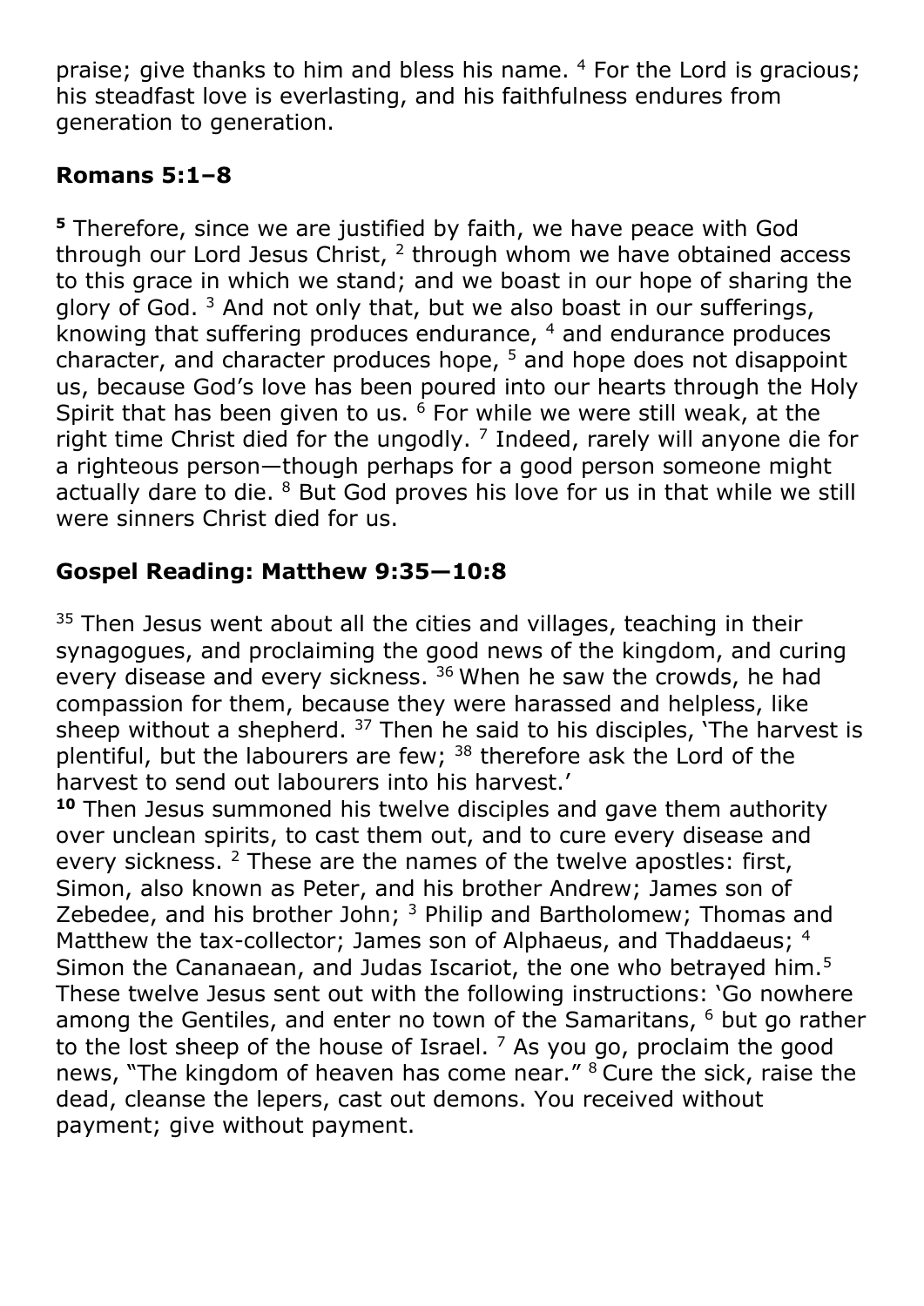praise; give thanks to him and bless his name. [4] For the Lord is gracious; his steadfast love is everlasting, and his faithfulness endures from generation to generation.

### Romans 5:1–8

**5** Therefore, since we are justified by faith, we have peace with God through our Lord Jesus Christ, [2] through whom we have obtained access to this grace in which we stand; and we boast in our hope of sharing the glory of God. [3] And not only that, but we also boast in our sufferings, knowing that suffering produces endurance, [4] and endurance produces character, and character produces hope, [5] and hope does not disappoint us, because God's love has been poured into our hearts through the Holy Spirit that has been given to us. [6] For while we were still weak, at the right time Christ died for the ungodly. [7] Indeed, rarely will anyone die for a righteous person—though perhaps for a good person someone might actually dare to die. [8] But God proves his love for us in that while we still were sinners Christ died for us.

### Gospel Reading: Matthew 9:35—10:8

[35] Then Jesus went about all the cities and villages, teaching in their synagogues, and proclaiming the good news of the kingdom, and curing every disease and every sickness. [36] When he saw the crowds, he had compassion for them, because they were harassed and helpless, like sheep without a shepherd. [37] Then he said to his disciples, 'The harvest is plentiful, but the labourers are few; [38] therefore ask the Lord of the harvest to send out labourers into his harvest.'
**10** Then Jesus summoned his twelve disciples and gave them authority over unclean spirits, to cast them out, and to cure every disease and every sickness. [2] These are the names of the twelve apostles: first, Simon, also known as Peter, and his brother Andrew; James son of Zebedee, and his brother John; [3] Philip and Bartholomew; Thomas and Matthew the tax-collector; James son of Alphaeus, and Thaddaeus; [4] Simon the Cananaean, and Judas Iscariot, the one who betrayed him.[5] These twelve Jesus sent out with the following instructions: 'Go nowhere among the Gentiles, and enter no town of the Samaritans, [6] but go rather to the lost sheep of the house of Israel. [7] As you go, proclaim the good news, "The kingdom of heaven has come near." [8] Cure the sick, raise the dead, cleanse the lepers, cast out demons. You received without payment; give without payment.